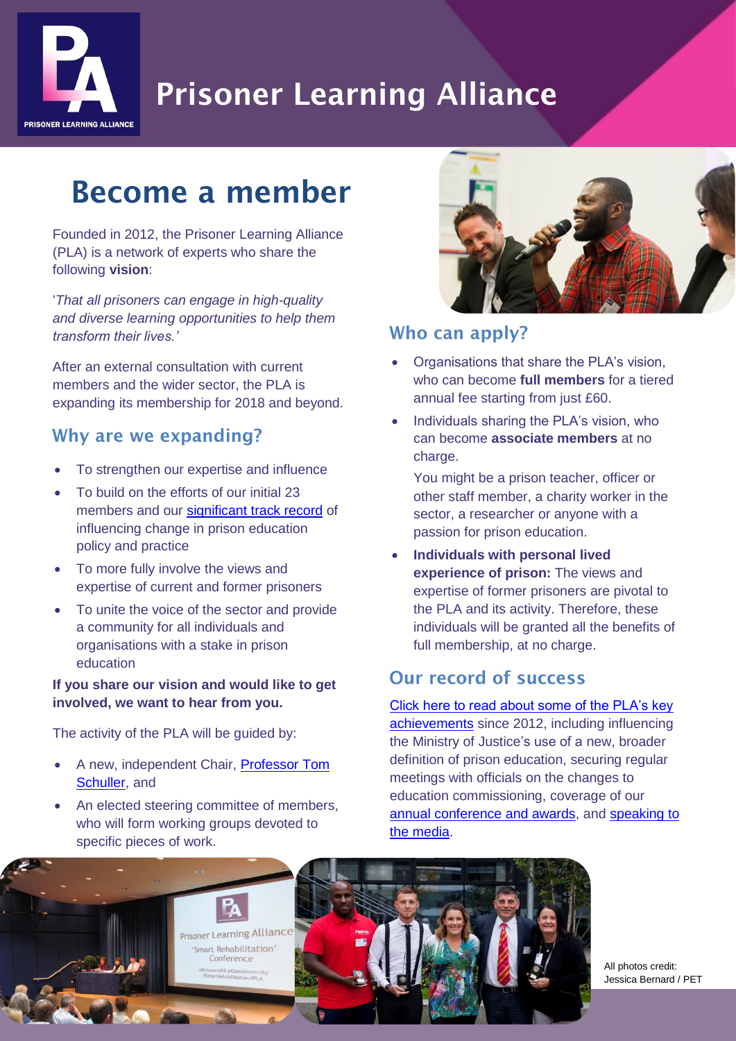# Prisoner Learning Alliance

## Become a member

Founded in 2012, the Prisoner Learning Alliance (PLA) is a network of experts who share the following **vision**:

'*That all prisoners can engage in high-quality and diverse learning opportunities to help them transform their lives.'*

After an external consultation with current members and the wider sector, the PLA is expanding its membership for 2018 and beyond.

### Why are we expanding?

- To strengthen our expertise and influence
- To build on the efforts of our initial 23 members and our significant track record of influencing change in prison education policy and practice
- To more fully involve the views and expertise of current and former prisoners
- To unite the voice of the sector and provide a community for all individuals and organisations with a stake in prison education

**If you share our vision and would like to get involved, we want to hear from you.**

The activity of the PLA will be guided by:

- A new, independent Chair, Professor Tom Schuller, and
- An elected steering committee of members, who will form working groups devoted to specific pieces of work.

### Who can apply?

- Organisations that share the PLA's vision, who can become **full members** for a tiered annual fee starting from just £60.
- Individuals sharing the PLA's vision, who can become **associate members** at no charge.

  You might be a prison teacher, officer or other staff member, a charity worker in the sector, a researcher or anyone with a passion for prison education.
- **Individuals with personal lived experience of prison:** The views and expertise of former prisoners are pivotal to the PLA and its activity. Therefore, these individuals will be granted all the benefits of full membership, at no charge.

### Our record of success

Click here to read about some of the PLA's key achievements since 2012, including influencing the Ministry of Justice's use of a new, broader definition of prison education, securing regular meetings with officials on the changes to education commissioning, coverage of our annual conference and awards, and speaking to the media.

All photos credit: Jessica Bernard / PET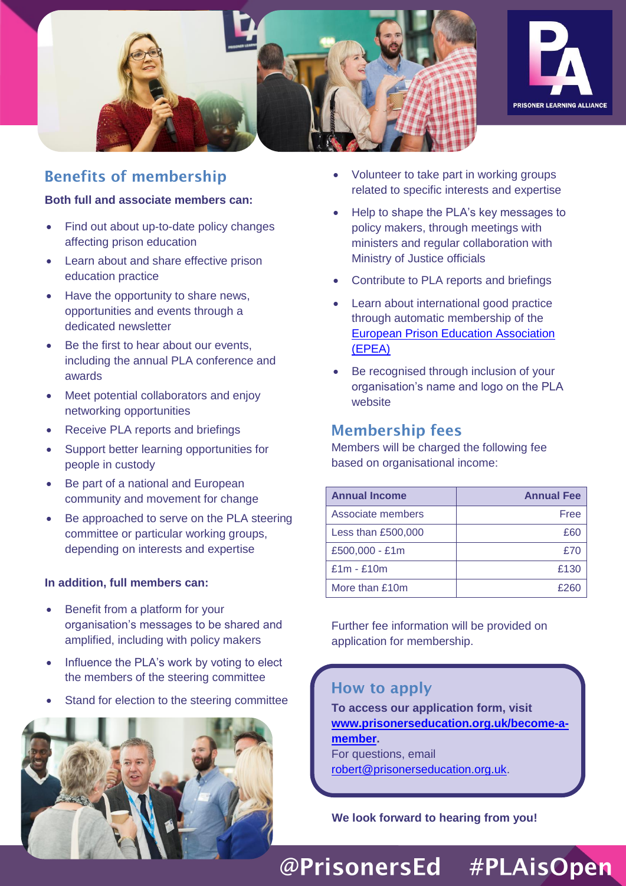## Benefits of membership

**Both full and associate members can:**

- Find out about up-to-date policy changes affecting prison education
- Learn about and share effective prison education practice
- Have the opportunity to share news, opportunities and events through a dedicated newsletter
- Be the first to hear about our events, including the annual PLA conference and awards
- Meet potential collaborators and enjoy networking opportunities
- Receive PLA reports and briefings
- Support better learning opportunities for people in custody
- Be part of a national and European community and movement for change
- Be approached to serve on the PLA steering committee or particular working groups, depending on interests and expertise

**In addition, full members can:**

- Benefit from a platform for your organisation's messages to be shared and amplified, including with policy makers
- Influence the PLA's work by voting to elect the members of the steering committee
- Stand for election to the steering committee
- Volunteer to take part in working groups related to specific interests and expertise
- Help to shape the PLA's key messages to policy makers, through meetings with ministers and regular collaboration with Ministry of Justice officials
- Contribute to PLA reports and briefings
- Learn about international good practice through automatic membership of the European Prison Education Association (EPEA)
- Be recognised through inclusion of your organisation's name and logo on the PLA website

## Membership fees

Members will be charged the following fee based on organisational income:

| Annual Income | Annual Fee |
|---|---:|
| Associate members | Free |
| Less than £500,000 | £60 |
| £500,000 - £1m | £70 |
| £1m - £10m | £130 |
| More than £10m | £260 |

Further fee information will be provided on application for membership.

## How to apply

**To access our application form, visit www.prisonerseducation.org.uk/become-a-member.**

For questions, email robert@prisonerseducation.org.uk.

**We look forward to hearing from you!**

@PrisonersEd #PLAisOpen